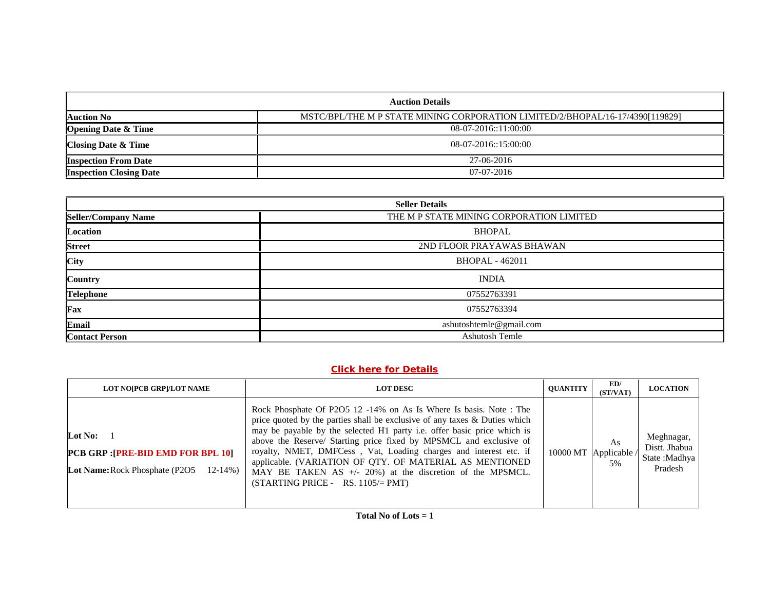| Auction Details | |
|---|---|
| **Auction No** | MSTC/BPL/THE M P STATE MINING CORPORATION LIMITED/2/BHOPAL/16-17/4390[119829] |
| **Opening Date & Time** | 08-07-2016::11:00:00 |
| **Closing Date & Time** | 08-07-2016::15:00:00 |
| **Inspection From Date** | 27-06-2016 |
| **Inspection Closing Date** | 07-07-2016 |

| Seller Details | |
|---|---|
| **Seller/Company Name** | THE M P STATE MINING CORPORATION LIMITED |
| **Location** | BHOPAL |
| **Street** | 2ND FLOOR PRAYAWAS BHAWAN |
| **City** | BHOPAL - 462011 |
| **Country** | INDIA |
| **Telephone** | 07552763391 |
| **Fax** | 07552763394 |
| **Email** | ashutoshtemle@gmail.com |
| **Contact Person** | Ashutosh Temle |

**Click here for Details**

| LOT NO[PCB GRP]/LOT NAME | LOT DESC | QUANTITY | ED/ (ST/VAT) | LOCATION |
|---|---|---|---|---|
| **Lot No:** 1<br>**PCB GRP :[PRE-BID EMD FOR BPL 10]**<br>**Lot Name:** Rock Phosphate (P2O5 12-14%) | Rock Phosphate Of P2O5 12 -14% on As Is Where Is basis. Note : The price quoted by the parties shall be exclusive of any taxes & Duties which may be payable by the selected H1 party i.e. offer basic price which is above the Reserve/ Starting price fixed by MPSMCL and exclusive of royalty, NMET, DMFCess , Vat, Loading charges and interest etc. if applicable. (VARIATION OF QTY. OF MATERIAL AS MENTIONED MAY BE TAKEN AS +/- 20%) at the discretion of the MPSMCL. (STARTING PRICE - RS. 1105/= PMT) | 10000 MT | As Applicable / 5% | Meghnagar, Distt. Jhabua State :Madhya Pradesh |

**Total No of Lots = 1**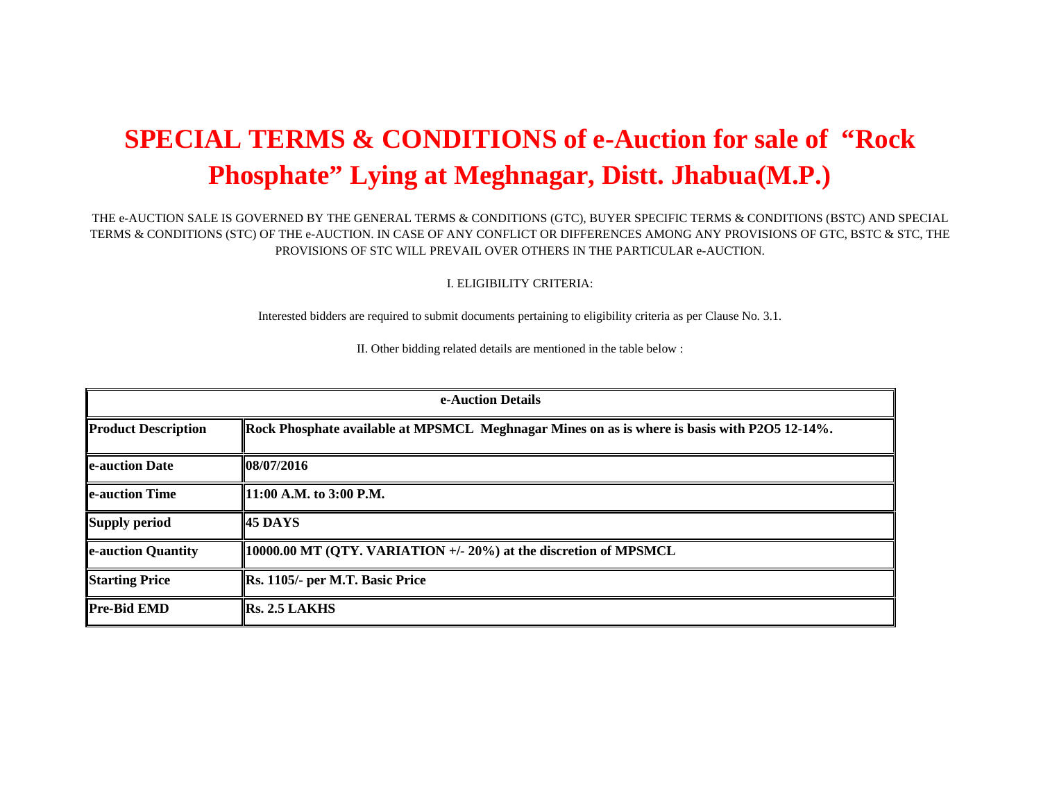# SPECIAL TERMS & CONDITIONS of e-Auction for sale of "Rock Phosphate" Lying at Meghnagar, Distt. Jhabua(M.P.)

THE e-AUCTION SALE IS GOVERNED BY THE GENERAL TERMS & CONDITIONS (GTC), BUYER SPECIFIC TERMS & CONDITIONS (BSTC) AND SPECIAL TERMS & CONDITIONS (STC) OF THE e-AUCTION. IN CASE OF ANY CONFLICT OR DIFFERENCES AMONG ANY PROVISIONS OF GTC, BSTC & STC, THE PROVISIONS OF STC WILL PREVAIL OVER OTHERS IN THE PARTICULAR e-AUCTION.

I. ELIGIBILITY CRITERIA:

Interested bidders are required to submit documents pertaining to eligibility criteria as per Clause No. 3.1.

II. Other bidding related details are mentioned in the table below :

| e-Auction Details | |
|---|---|
| **Product Description** | **Rock Phosphate available at MPSMCL Meghnagar Mines on as is where is basis with $P_2O_5$ 12-14%.** |
| **e-auction Date** | **08/07/2016** |
| **e-auction Time** | **11:00 A.M. to 3:00 P.M.** |
| **Supply period** | **45 DAYS** |
| **e-auction Quantity** | **10000.00 MT (QTY. VARIATION +/- 20%) at the discretion of MPSMCL** |
| **Starting Price** | **Rs. 1105/- per M.T. Basic Price** |
| **Pre-Bid EMD** | **Rs. 2.5 LAKHS** |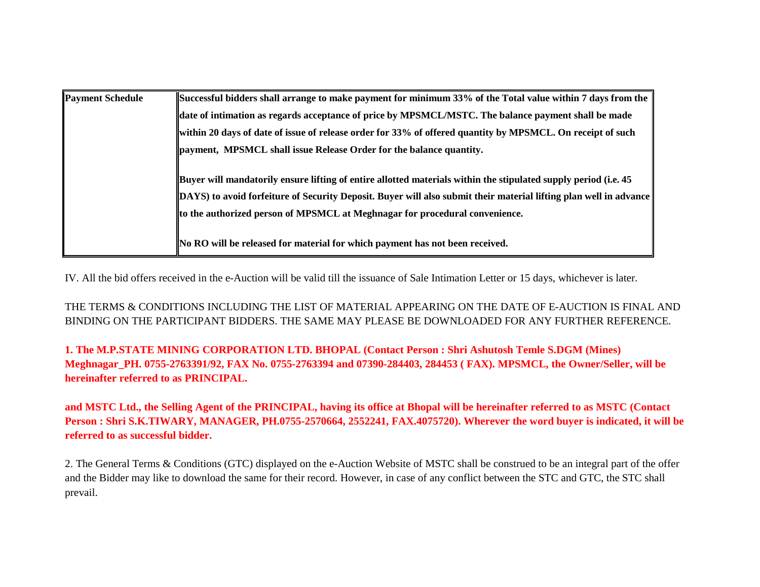| **Payment Schedule** | **Successful bidders shall arrange to make payment for minimum 33% of the Total value within 7 days from the date of intimation as regards acceptance of price by MPSMCL/MSTC. The balance payment shall be made within 20 days of date of issue of release order for 33% of offered quantity by MPSMCL. On receipt of such payment, MPSMCL shall issue Release Order for the balance quantity.**<br><br>**Buyer will mandatorily ensure lifting of entire allotted materials within the stipulated supply period (i.e. 45 DAYS) to avoid forfeiture of Security Deposit. Buyer will also submit their material lifting plan well in advance to the authorized person of MPSMCL at Meghnagar for procedural convenience.**<br><br>**No RO will be released for material for which payment has not been received.** |
|---|---|

IV. All the bid offers received in the e-Auction will be valid till the issuance of Sale Intimation Letter or 15 days, whichever is later.

THE TERMS & CONDITIONS INCLUDING THE LIST OF MATERIAL APPEARING ON THE DATE OF E-AUCTION IS FINAL AND BINDING ON THE PARTICIPANT BIDDERS. THE SAME MAY PLEASE BE DOWNLOADED FOR ANY FURTHER REFERENCE.

**1. The M.P.STATE MINING CORPORATION LTD. BHOPAL (Contact Person : Shri Ashutosh Temle S.DGM (Mines) Meghnagar_PH. 0755-2763391/92, FAX No. 0755-2763394 and 07390-284403, 284453 ( FAX). MPSMCL, the Owner/Seller, will be hereinafter referred to as PRINCIPAL.**

**and MSTC Ltd., the Selling Agent of the PRINCIPAL, having its office at Bhopal will be hereinafter referred to as MSTC (Contact Person : Shri S.K.TIWARY, MANAGER, PH.0755-2570664, 2552241, FAX.4075720). Wherever the word buyer is indicated, it will be referred to as successful bidder.**

2. The General Terms & Conditions (GTC) displayed on the e-Auction Website of MSTC shall be construed to be an integral part of the offer and the Bidder may like to download the same for their record. However, in case of any conflict between the STC and GTC, the STC shall prevail.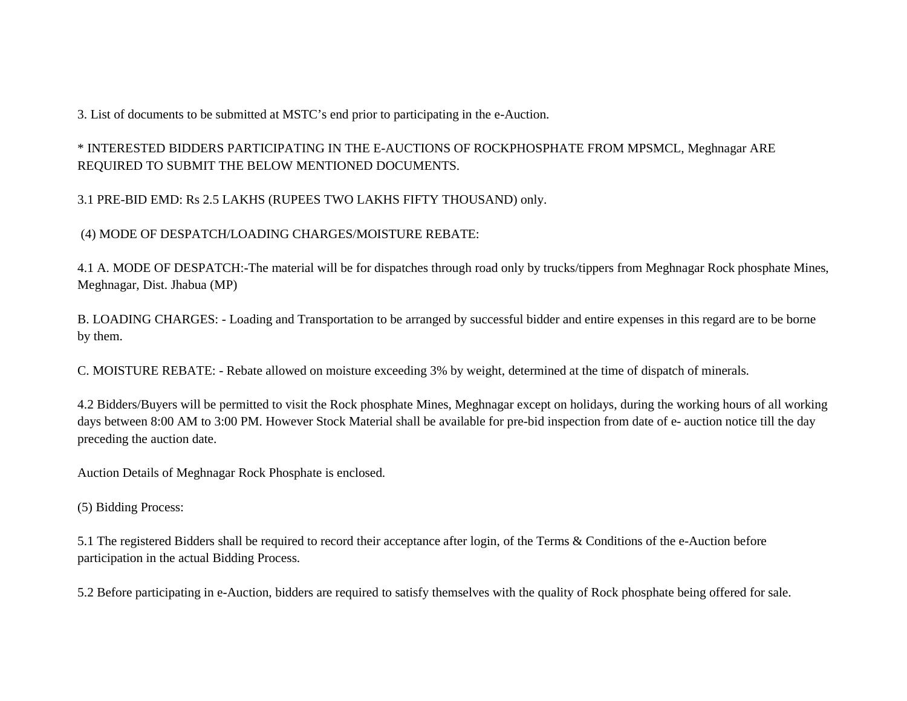3. List of documents to be submitted at MSTC's end prior to participating in the e-Auction.

* INTERESTED BIDDERS PARTICIPATING IN THE E-AUCTIONS OF ROCKPHOSPHATE FROM MPSMCL, Meghnagar ARE REQUIRED TO SUBMIT THE BELOW MENTIONED DOCUMENTS.

3.1 PRE-BID EMD: Rs 2.5 LAKHS (RUPEES TWO LAKHS FIFTY THOUSAND) only.

(4) MODE OF DESPATCH/LOADING CHARGES/MOISTURE REBATE:

4.1 A. MODE OF DESPATCH:-The material will be for dispatches through road only by trucks/tippers from Meghnagar Rock phosphate Mines, Meghnagar, Dist. Jhabua (MP)

B. LOADING CHARGES: - Loading and Transportation to be arranged by successful bidder and entire expenses in this regard are to be borne by them.

C. MOISTURE REBATE: - Rebate allowed on moisture exceeding 3% by weight, determined at the time of dispatch of minerals.

4.2 Bidders/Buyers will be permitted to visit the Rock phosphate Mines, Meghnagar except on holidays, during the working hours of all working days between 8:00 AM to 3:00 PM. However Stock Material shall be available for pre-bid inspection from date of e- auction notice till the day preceding the auction date.

Auction Details of Meghnagar Rock Phosphate is enclosed.

(5) Bidding Process:

5.1 The registered Bidders shall be required to record their acceptance after login, of the Terms & Conditions of the e-Auction before participation in the actual Bidding Process.

5.2 Before participating in e-Auction, bidders are required to satisfy themselves with the quality of Rock phosphate being offered for sale.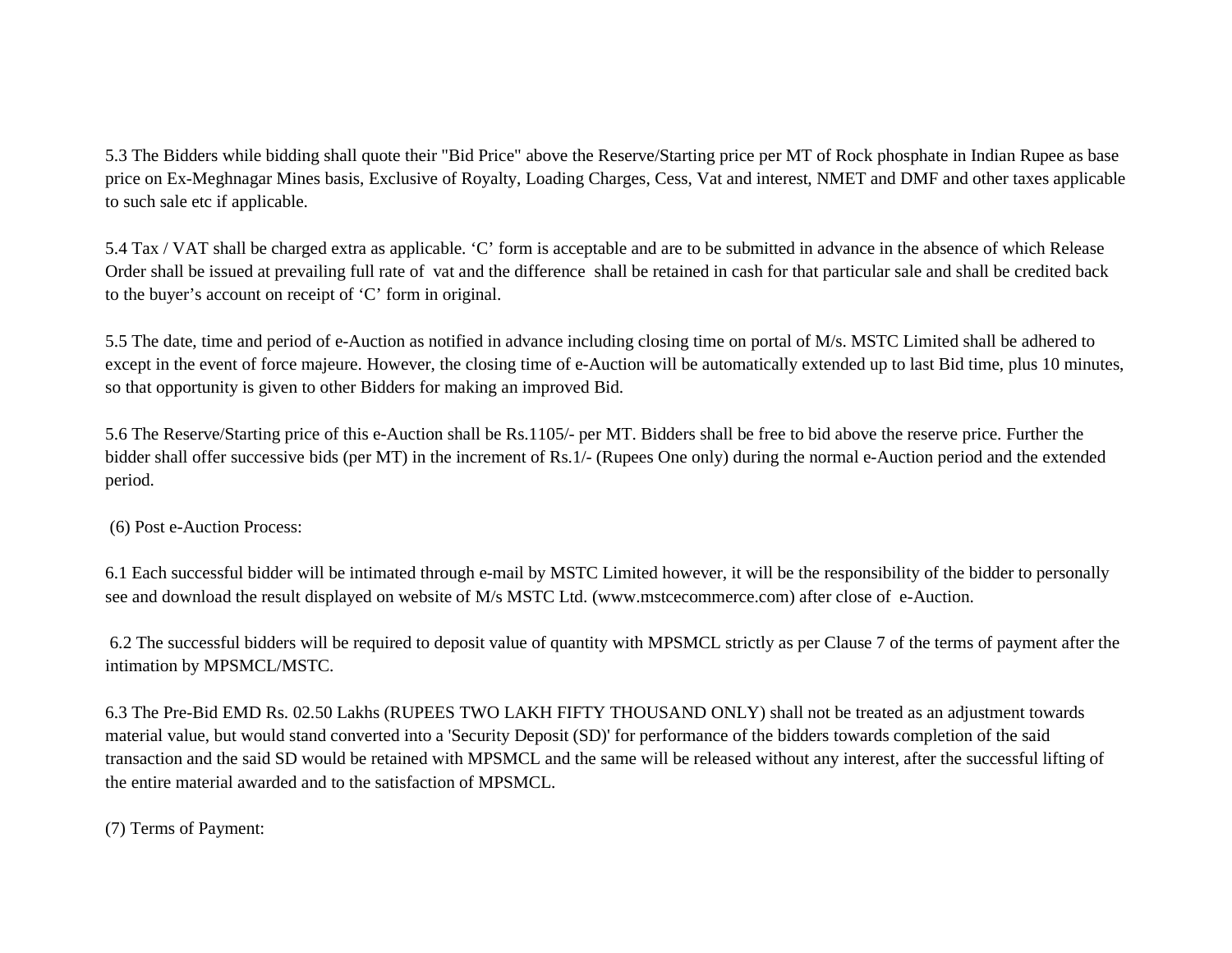5.3 The Bidders while bidding shall quote their "Bid Price" above the Reserve/Starting price per MT of Rock phosphate in Indian Rupee as base price on Ex-Meghnagar Mines basis, Exclusive of Royalty, Loading Charges, Cess, Vat and interest, NMET and DMF and other taxes applicable to such sale etc if applicable.

5.4 Tax / VAT shall be charged extra as applicable. ‘C’ form is acceptable and are to be submitted in advance in the absence of which Release Order shall be issued at prevailing full rate of vat and the difference shall be retained in cash for that particular sale and shall be credited back to the buyer’s account on receipt of ‘C’ form in original.

5.5 The date, time and period of e-Auction as notified in advance including closing time on portal of M/s. MSTC Limited shall be adhered to except in the event of force majeure. However, the closing time of e-Auction will be automatically extended up to last Bid time, plus 10 minutes, so that opportunity is given to other Bidders for making an improved Bid.

5.6 The Reserve/Starting price of this e-Auction shall be Rs.1105/- per MT. Bidders shall be free to bid above the reserve price. Further the bidder shall offer successive bids (per MT) in the increment of Rs.1/- (Rupees One only) during the normal e-Auction period and the extended period.

(6) Post e-Auction Process:

6.1 Each successful bidder will be intimated through e-mail by MSTC Limited however, it will be the responsibility of the bidder to personally see and download the result displayed on website of M/s MSTC Ltd. (www.mstcecommerce.com) after close of e-Auction.

6.2 The successful bidders will be required to deposit value of quantity with MPSMCL strictly as per Clause 7 of the terms of payment after the intimation by MPSMCL/MSTC.

6.3 The Pre-Bid EMD Rs. 02.50 Lakhs (RUPEES TWO LAKH FIFTY THOUSAND ONLY) shall not be treated as an adjustment towards material value, but would stand converted into a 'Security Deposit (SD)' for performance of the bidders towards completion of the said transaction and the said SD would be retained with MPSMCL and the same will be released without any interest, after the successful lifting of the entire material awarded and to the satisfaction of MPSMCL.

(7) Terms of Payment: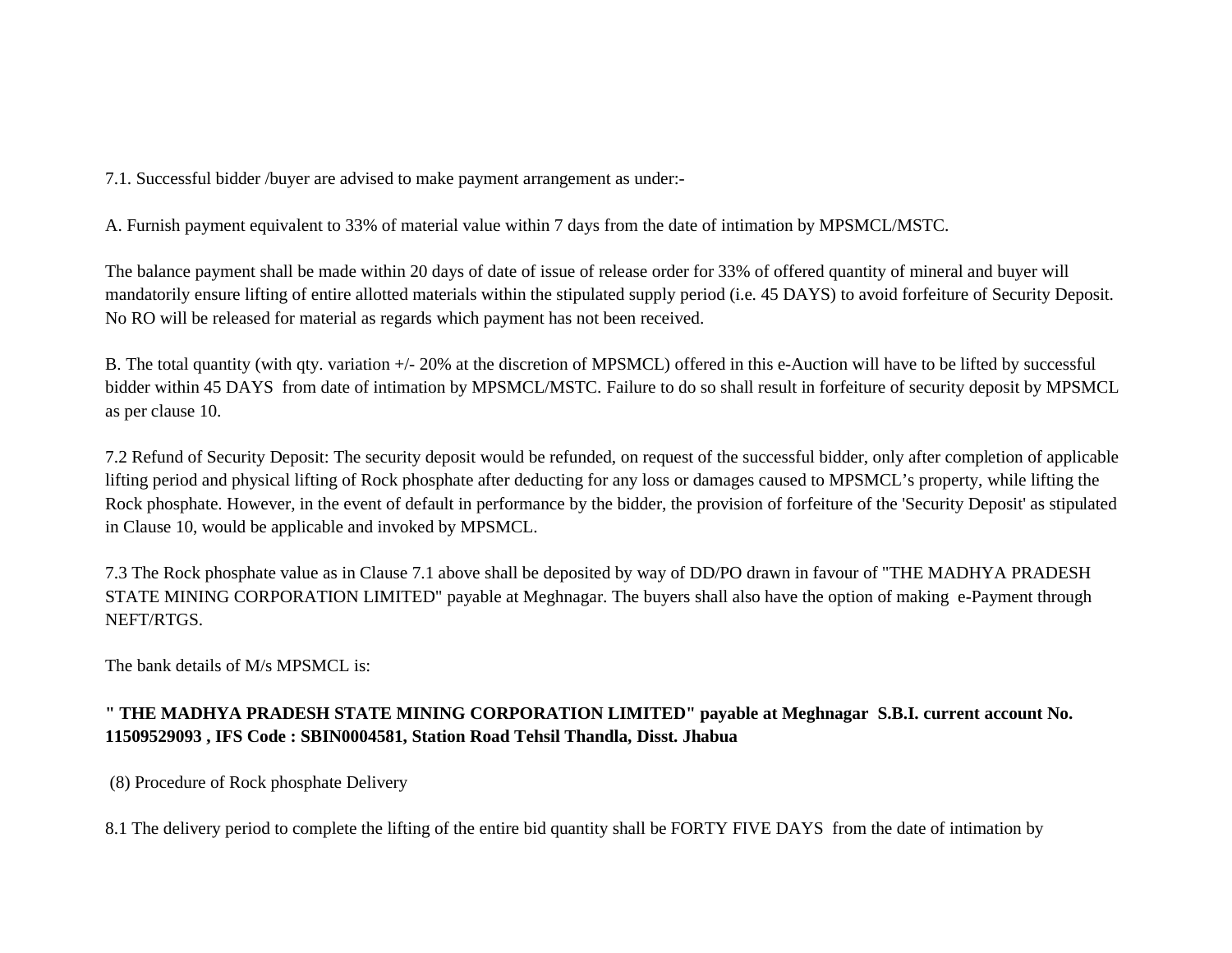7.1. Successful bidder /buyer are advised to make payment arrangement as under:-

A. Furnish payment equivalent to 33% of material value within 7 days from the date of intimation by MPSMCL/MSTC.

The balance payment shall be made within 20 days of date of issue of release order for 33% of offered quantity of mineral and buyer will mandatorily ensure lifting of entire allotted materials within the stipulated supply period (i.e. 45 DAYS) to avoid forfeiture of Security Deposit. No RO will be released for material as regards which payment has not been received.

B. The total quantity (with qty. variation +/- 20% at the discretion of MPSMCL) offered in this e-Auction will have to be lifted by successful bidder within 45 DAYS from date of intimation by MPSMCL/MSTC. Failure to do so shall result in forfeiture of security deposit by MPSMCL as per clause 10.

7.2 Refund of Security Deposit: The security deposit would be refunded, on request of the successful bidder, only after completion of applicable lifting period and physical lifting of Rock phosphate after deducting for any loss or damages caused to MPSMCL's property, while lifting the Rock phosphate. However, in the event of default in performance by the bidder, the provision of forfeiture of the 'Security Deposit' as stipulated in Clause 10, would be applicable and invoked by MPSMCL.

7.3 The Rock phosphate value as in Clause 7.1 above shall be deposited by way of DD/PO drawn in favour of "THE MADHYA PRADESH STATE MINING CORPORATION LIMITED" payable at Meghnagar. The buyers shall also have the option of making e-Payment through NEFT/RTGS.

The bank details of M/s MPSMCL is:

**" THE MADHYA PRADESH STATE MINING CORPORATION LIMITED" payable at Meghnagar S.B.I. current account No. 11509529093 , IFS Code : SBIN0004581, Station Road Tehsil Thandla, Disst. Jhabua**

(8) Procedure of Rock phosphate Delivery

8.1 The delivery period to complete the lifting of the entire bid quantity shall be FORTY FIVE DAYS from the date of intimation by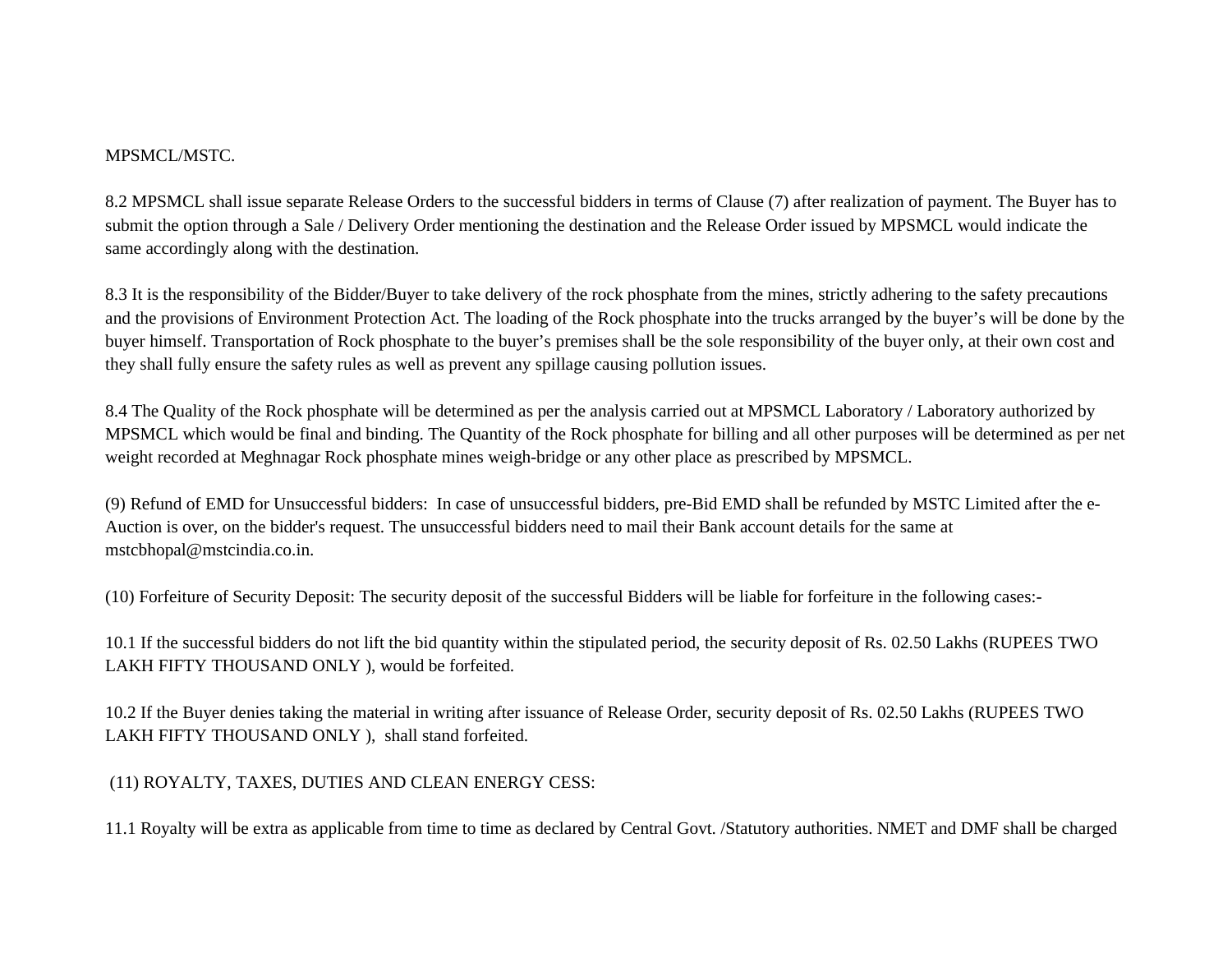MPSMCL/MSTC.

8.2 MPSMCL shall issue separate Release Orders to the successful bidders in terms of Clause (7) after realization of payment. The Buyer has to submit the option through a Sale / Delivery Order mentioning the destination and the Release Order issued by MPSMCL would indicate the same accordingly along with the destination.

8.3 It is the responsibility of the Bidder/Buyer to take delivery of the rock phosphate from the mines, strictly adhering to the safety precautions and the provisions of Environment Protection Act. The loading of the Rock phosphate into the trucks arranged by the buyer's will be done by the buyer himself. Transportation of Rock phosphate to the buyer's premises shall be the sole responsibility of the buyer only, at their own cost and they shall fully ensure the safety rules as well as prevent any spillage causing pollution issues.

8.4 The Quality of the Rock phosphate will be determined as per the analysis carried out at MPSMCL Laboratory / Laboratory authorized by MPSMCL which would be final and binding. The Quantity of the Rock phosphate for billing and all other purposes will be determined as per net weight recorded at Meghnagar Rock phosphate mines weigh-bridge or any other place as prescribed by MPSMCL.

(9) Refund of EMD for Unsuccessful bidders: In case of unsuccessful bidders, pre-Bid EMD shall be refunded by MSTC Limited after the e-Auction is over, on the bidder's request. The unsuccessful bidders need to mail their Bank account details for the same at mstcbhopal@mstcindia.co.in.

(10) Forfeiture of Security Deposit: The security deposit of the successful Bidders will be liable for forfeiture in the following cases:-

10.1 If the successful bidders do not lift the bid quantity within the stipulated period, the security deposit of Rs. 02.50 Lakhs (RUPEES TWO LAKH FIFTY THOUSAND ONLY ), would be forfeited.

10.2 If the Buyer denies taking the material in writing after issuance of Release Order, security deposit of Rs. 02.50 Lakhs (RUPEES TWO LAKH FIFTY THOUSAND ONLY ), shall stand forfeited.

(11) ROYALTY, TAXES, DUTIES AND CLEAN ENERGY CESS:

11.1 Royalty will be extra as applicable from time to time as declared by Central Govt. /Statutory authorities. NMET and DMF shall be charged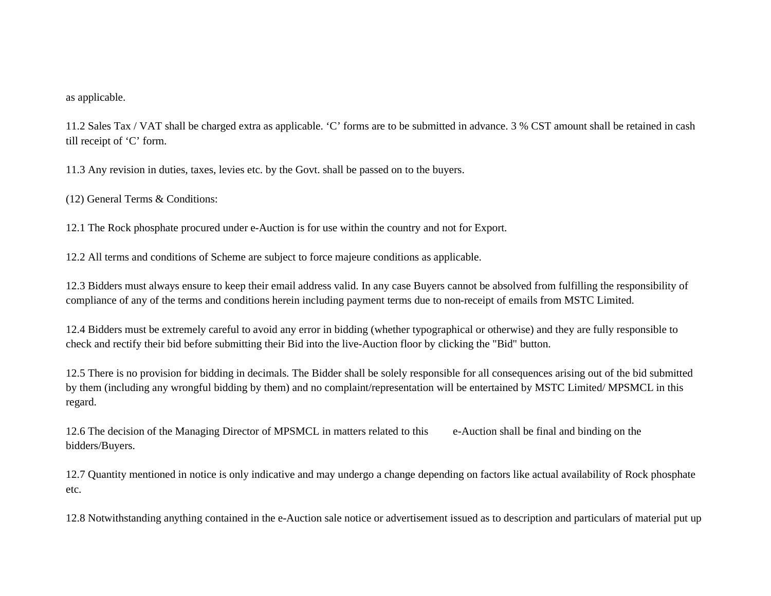as applicable.

11.2 Sales Tax / VAT shall be charged extra as applicable. ‘C’ forms are to be submitted in advance. 3 % CST amount shall be retained in cash till receipt of ‘C’ form.

11.3 Any revision in duties, taxes, levies etc. by the Govt. shall be passed on to the buyers.

(12) General Terms & Conditions:

12.1 The Rock phosphate procured under e-Auction is for use within the country and not for Export.

12.2 All terms and conditions of Scheme are subject to force majeure conditions as applicable.

12.3 Bidders must always ensure to keep their email address valid. In any case Buyers cannot be absolved from fulfilling the responsibility of compliance of any of the terms and conditions herein including payment terms due to non-receipt of emails from MSTC Limited.

12.4 Bidders must be extremely careful to avoid any error in bidding (whether typographical or otherwise) and they are fully responsible to check and rectify their bid before submitting their Bid into the live-Auction floor by clicking the "Bid" button.

12.5 There is no provision for bidding in decimals. The Bidder shall be solely responsible for all consequences arising out of the bid submitted by them (including any wrongful bidding by them) and no complaint/representation will be entertained by MSTC Limited/ MPSMCL in this regard.

12.6 The decision of the Managing Director of MPSMCL in matters related to this e-Auction shall be final and binding on the bidders/Buyers.

12.7 Quantity mentioned in notice is only indicative and may undergo a change depending on factors like actual availability of Rock phosphate etc.

12.8 Notwithstanding anything contained in the e-Auction sale notice or advertisement issued as to description and particulars of material put up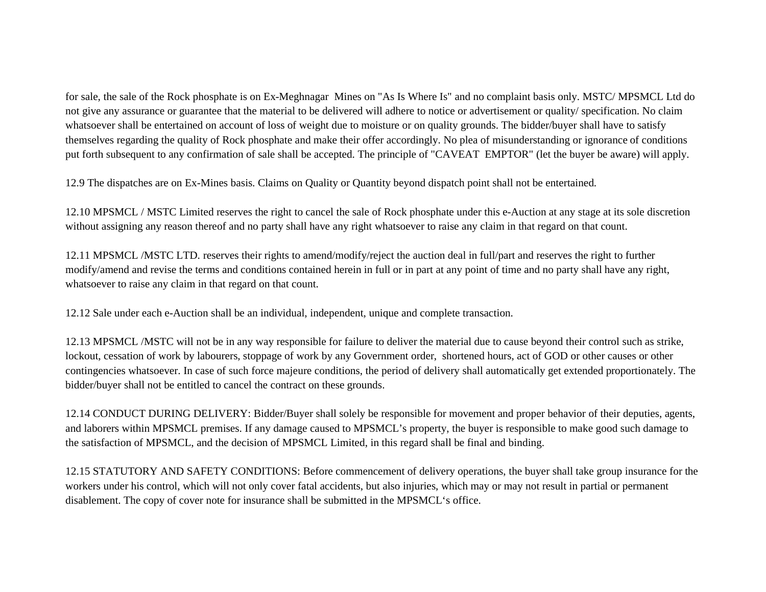for sale, the sale of the Rock phosphate is on Ex-Meghnagar Mines on "As Is Where Is" and no complaint basis only. MSTC/ MPSMCL Ltd do not give any assurance or guarantee that the material to be delivered will adhere to notice or advertisement or quality/ specification. No claim whatsoever shall be entertained on account of loss of weight due to moisture or on quality grounds. The bidder/buyer shall have to satisfy themselves regarding the quality of Rock phosphate and make their offer accordingly. No plea of misunderstanding or ignorance of conditions put forth subsequent to any confirmation of sale shall be accepted. The principle of "CAVEAT EMPTOR" (let the buyer be aware) will apply.

12.9 The dispatches are on Ex-Mines basis. Claims on Quality or Quantity beyond dispatch point shall not be entertained.

12.10 MPSMCL / MSTC Limited reserves the right to cancel the sale of Rock phosphate under this e-Auction at any stage at its sole discretion without assigning any reason thereof and no party shall have any right whatsoever to raise any claim in that regard on that count.

12.11 MPSMCL /MSTC LTD. reserves their rights to amend/modify/reject the auction deal in full/part and reserves the right to further modify/amend and revise the terms and conditions contained herein in full or in part at any point of time and no party shall have any right, whatsoever to raise any claim in that regard on that count.

12.12 Sale under each e-Auction shall be an individual, independent, unique and complete transaction.

12.13 MPSMCL /MSTC will not be in any way responsible for failure to deliver the material due to cause beyond their control such as strike, lockout, cessation of work by labourers, stoppage of work by any Government order, shortened hours, act of GOD or other causes or other contingencies whatsoever. In case of such force majeure conditions, the period of delivery shall automatically get extended proportionately. The bidder/buyer shall not be entitled to cancel the contract on these grounds.

12.14 CONDUCT DURING DELIVERY: Bidder/Buyer shall solely be responsible for movement and proper behavior of their deputies, agents, and laborers within MPSMCL premises. If any damage caused to MPSMCL's property, the buyer is responsible to make good such damage to the satisfaction of MPSMCL, and the decision of MPSMCL Limited, in this regard shall be final and binding.

12.15 STATUTORY AND SAFETY CONDITIONS: Before commencement of delivery operations, the buyer shall take group insurance for the workers under his control, which will not only cover fatal accidents, but also injuries, which may or may not result in partial or permanent disablement. The copy of cover note for insurance shall be submitted in the MPSMCL's office.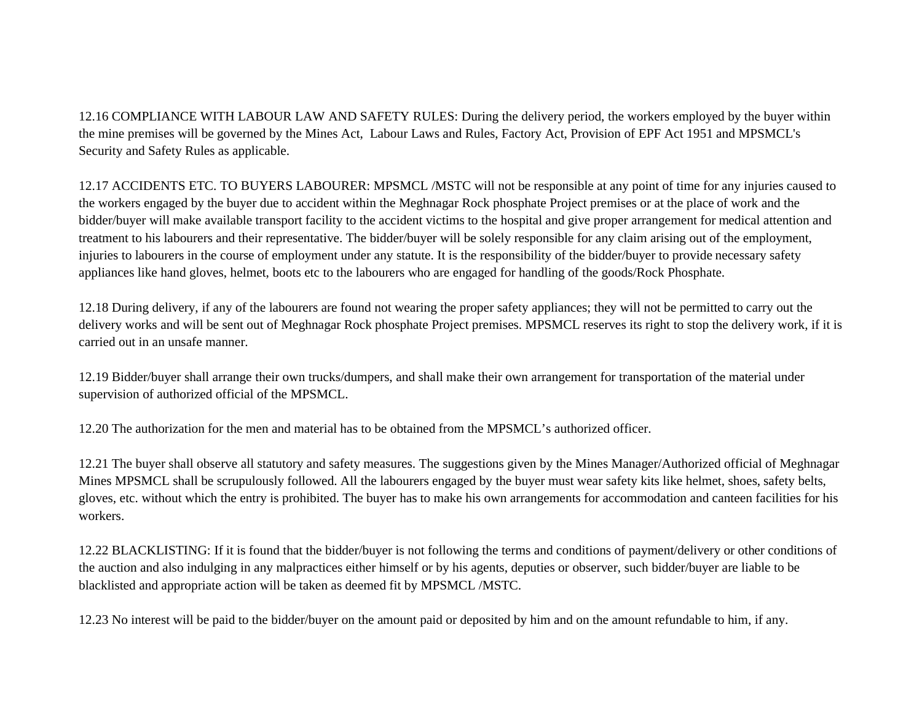12.16 COMPLIANCE WITH LABOUR LAW AND SAFETY RULES: During the delivery period, the workers employed by the buyer within the mine premises will be governed by the Mines Act,  Labour Laws and Rules, Factory Act, Provision of EPF Act 1951 and MPSMCL's Security and Safety Rules as applicable.

12.17 ACCIDENTS ETC. TO BUYERS LABOURER: MPSMCL /MSTC will not be responsible at any point of time for any injuries caused to the workers engaged by the buyer due to accident within the Meghnagar Rock phosphate Project premises or at the place of work and the bidder/buyer will make available transport facility to the accident victims to the hospital and give proper arrangement for medical attention and treatment to his labourers and their representative. The bidder/buyer will be solely responsible for any claim arising out of the employment, injuries to labourers in the course of employment under any statute. It is the responsibility of the bidder/buyer to provide necessary safety appliances like hand gloves, helmet, boots etc to the labourers who are engaged for handling of the goods/Rock Phosphate.

12.18 During delivery, if any of the labourers are found not wearing the proper safety appliances; they will not be permitted to carry out the delivery works and will be sent out of Meghnagar Rock phosphate Project premises. MPSMCL reserves its right to stop the delivery work, if it is carried out in an unsafe manner.

12.19 Bidder/buyer shall arrange their own trucks/dumpers, and shall make their own arrangement for transportation of the material under supervision of authorized official of the MPSMCL.

12.20 The authorization for the men and material has to be obtained from the MPSMCL's authorized officer.

12.21 The buyer shall observe all statutory and safety measures. The suggestions given by the Mines Manager/Authorized official of Meghnagar Mines MPSMCL shall be scrupulously followed. All the labourers engaged by the buyer must wear safety kits like helmet, shoes, safety belts, gloves, etc. without which the entry is prohibited. The buyer has to make his own arrangements for accommodation and canteen facilities for his workers.

12.22 BLACKLISTING: If it is found that the bidder/buyer is not following the terms and conditions of payment/delivery or other conditions of the auction and also indulging in any malpractices either himself or by his agents, deputies or observer, such bidder/buyer are liable to be blacklisted and appropriate action will be taken as deemed fit by MPSMCL /MSTC.

12.23 No interest will be paid to the bidder/buyer on the amount paid or deposited by him and on the amount refundable to him, if any.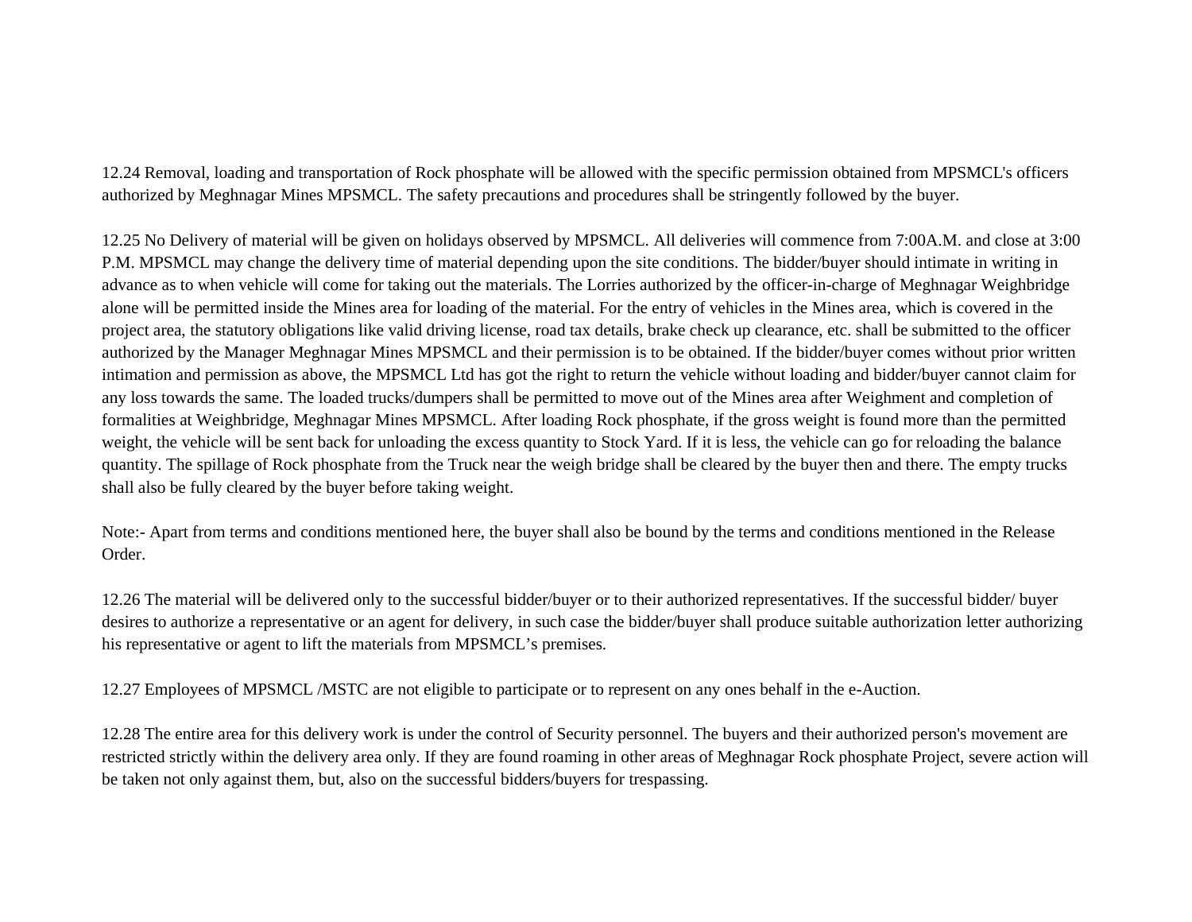12.24 Removal, loading and transportation of Rock phosphate will be allowed with the specific permission obtained from MPSMCL's officers authorized by Meghnagar Mines MPSMCL. The safety precautions and procedures shall be stringently followed by the buyer.

12.25 No Delivery of material will be given on holidays observed by MPSMCL. All deliveries will commence from 7:00A.M. and close at 3:00 P.M. MPSMCL may change the delivery time of material depending upon the site conditions. The bidder/buyer should intimate in writing in advance as to when vehicle will come for taking out the materials. The Lorries authorized by the officer-in-charge of Meghnagar Weighbridge alone will be permitted inside the Mines area for loading of the material. For the entry of vehicles in the Mines area, which is covered in the project area, the statutory obligations like valid driving license, road tax details, brake check up clearance, etc. shall be submitted to the officer authorized by the Manager Meghnagar Mines MPSMCL and their permission is to be obtained. If the bidder/buyer comes without prior written intimation and permission as above, the MPSMCL Ltd has got the right to return the vehicle without loading and bidder/buyer cannot claim for any loss towards the same. The loaded trucks/dumpers shall be permitted to move out of the Mines area after Weighment and completion of formalities at Weighbridge, Meghnagar Mines MPSMCL. After loading Rock phosphate, if the gross weight is found more than the permitted weight, the vehicle will be sent back for unloading the excess quantity to Stock Yard. If it is less, the vehicle can go for reloading the balance quantity. The spillage of Rock phosphate from the Truck near the weigh bridge shall be cleared by the buyer then and there. The empty trucks shall also be fully cleared by the buyer before taking weight.

Note:- Apart from terms and conditions mentioned here, the buyer shall also be bound by the terms and conditions mentioned in the Release Order.

12.26 The material will be delivered only to the successful bidder/buyer or to their authorized representatives. If the successful bidder/ buyer desires to authorize a representative or an agent for delivery, in such case the bidder/buyer shall produce suitable authorization letter authorizing his representative or agent to lift the materials from MPSMCL's premises.

12.27 Employees of MPSMCL /MSTC are not eligible to participate or to represent on any ones behalf in the e-Auction.

12.28 The entire area for this delivery work is under the control of Security personnel. The buyers and their authorized person's movement are restricted strictly within the delivery area only. If they are found roaming in other areas of Meghnagar Rock phosphate Project, severe action will be taken not only against them, but, also on the successful bidders/buyers for trespassing.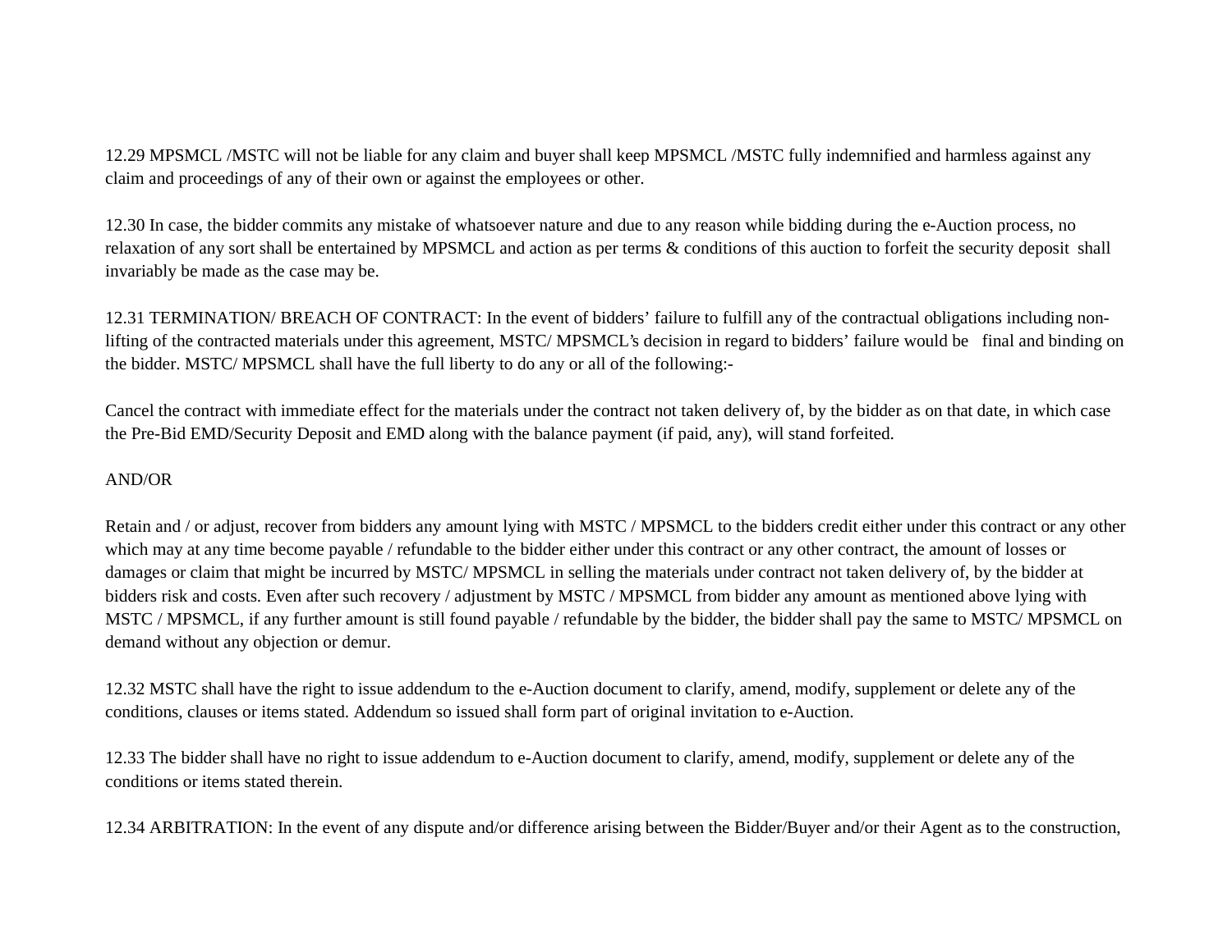12.29 MPSMCL /MSTC will not be liable for any claim and buyer shall keep MPSMCL /MSTC fully indemnified and harmless against any claim and proceedings of any of their own or against the employees or other.

12.30 In case, the bidder commits any mistake of whatsoever nature and due to any reason while bidding during the e-Auction process, no relaxation of any sort shall be entertained by MPSMCL and action as per terms & conditions of this auction to forfeit the security deposit shall invariably be made as the case may be.

12.31 TERMINATION/ BREACH OF CONTRACT: In the event of bidders' failure to fulfill any of the contractual obligations including non-lifting of the contracted materials under this agreement, MSTC/ MPSMCL's decision in regard to bidders' failure would be final and binding on the bidder. MSTC/ MPSMCL shall have the full liberty to do any or all of the following:-

Cancel the contract with immediate effect for the materials under the contract not taken delivery of, by the bidder as on that date, in which case the Pre-Bid EMD/Security Deposit and EMD along with the balance payment (if paid, any), will stand forfeited.

AND/OR

Retain and / or adjust, recover from bidders any amount lying with MSTC / MPSMCL to the bidders credit either under this contract or any other which may at any time become payable / refundable to the bidder either under this contract or any other contract, the amount of losses or damages or claim that might be incurred by MSTC/ MPSMCL in selling the materials under contract not taken delivery of, by the bidder at bidders risk and costs. Even after such recovery / adjustment by MSTC / MPSMCL from bidder any amount as mentioned above lying with MSTC / MPSMCL, if any further amount is still found payable / refundable by the bidder, the bidder shall pay the same to MSTC/ MPSMCL on demand without any objection or demur.

12.32 MSTC shall have the right to issue addendum to the e-Auction document to clarify, amend, modify, supplement or delete any of the conditions, clauses or items stated. Addendum so issued shall form part of original invitation to e-Auction.

12.33 The bidder shall have no right to issue addendum to e-Auction document to clarify, amend, modify, supplement or delete any of the conditions or items stated therein.

12.34 ARBITRATION: In the event of any dispute and/or difference arising between the Bidder/Buyer and/or their Agent as to the construction,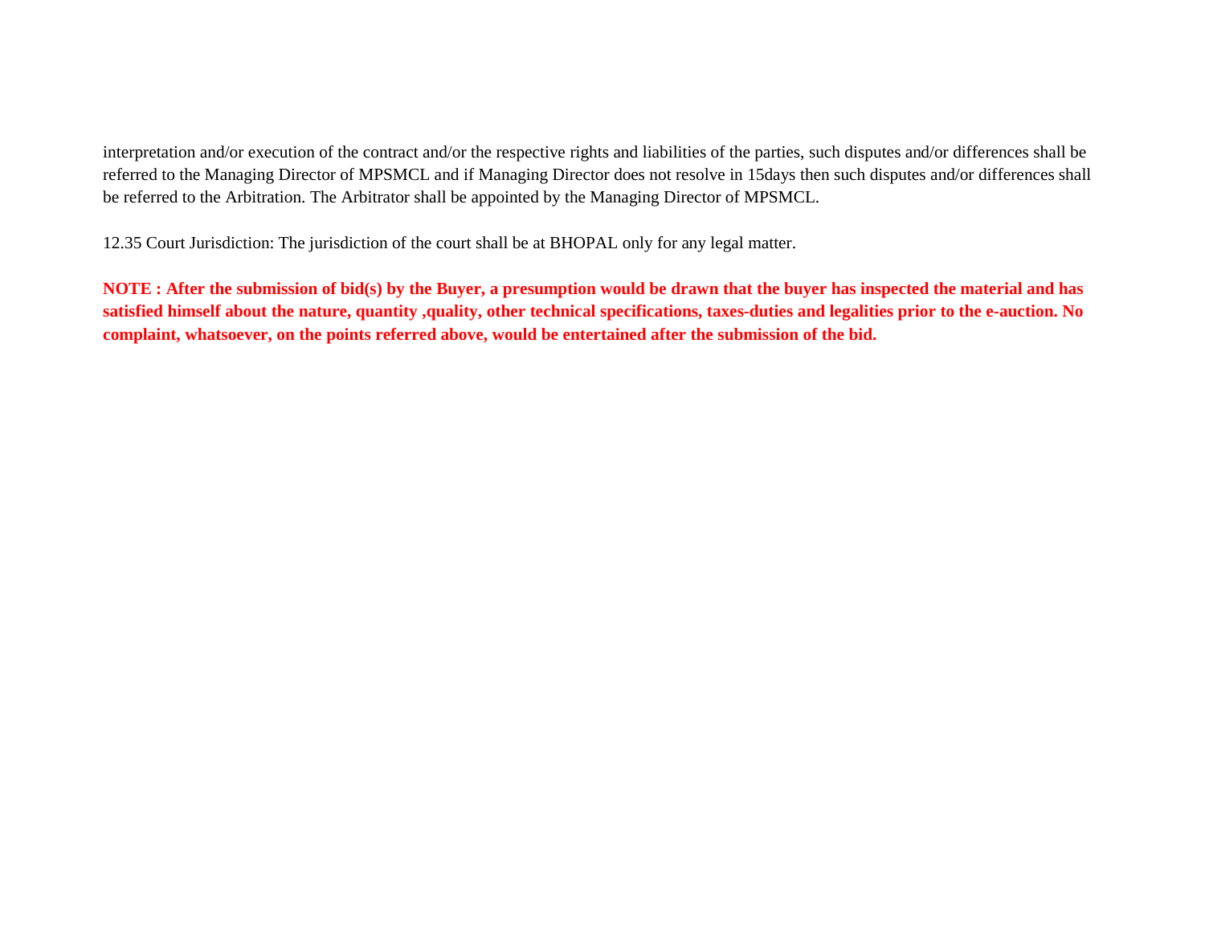interpretation and/or execution of the contract and/or the respective rights and liabilities of the parties, such disputes and/or differences shall be referred to the Managing Director of MPSMCL and if Managing Director does not resolve in 15days then such disputes and/or differences shall be referred to the Arbitration. The Arbitrator shall be appointed by the Managing Director of MPSMCL.

12.35 Court Jurisdiction: The jurisdiction of the court shall be at BHOPAL only for any legal matter.

**NOTE : After the submission of bid(s) by the Buyer, a presumption would be drawn that the buyer has inspected the material and has satisfied himself about the nature, quantity ,quality, other technical specifications, taxes-duties and legalities prior to the e-auction. No complaint, whatsoever, on the points referred above, would be entertained after the submission of the bid.**